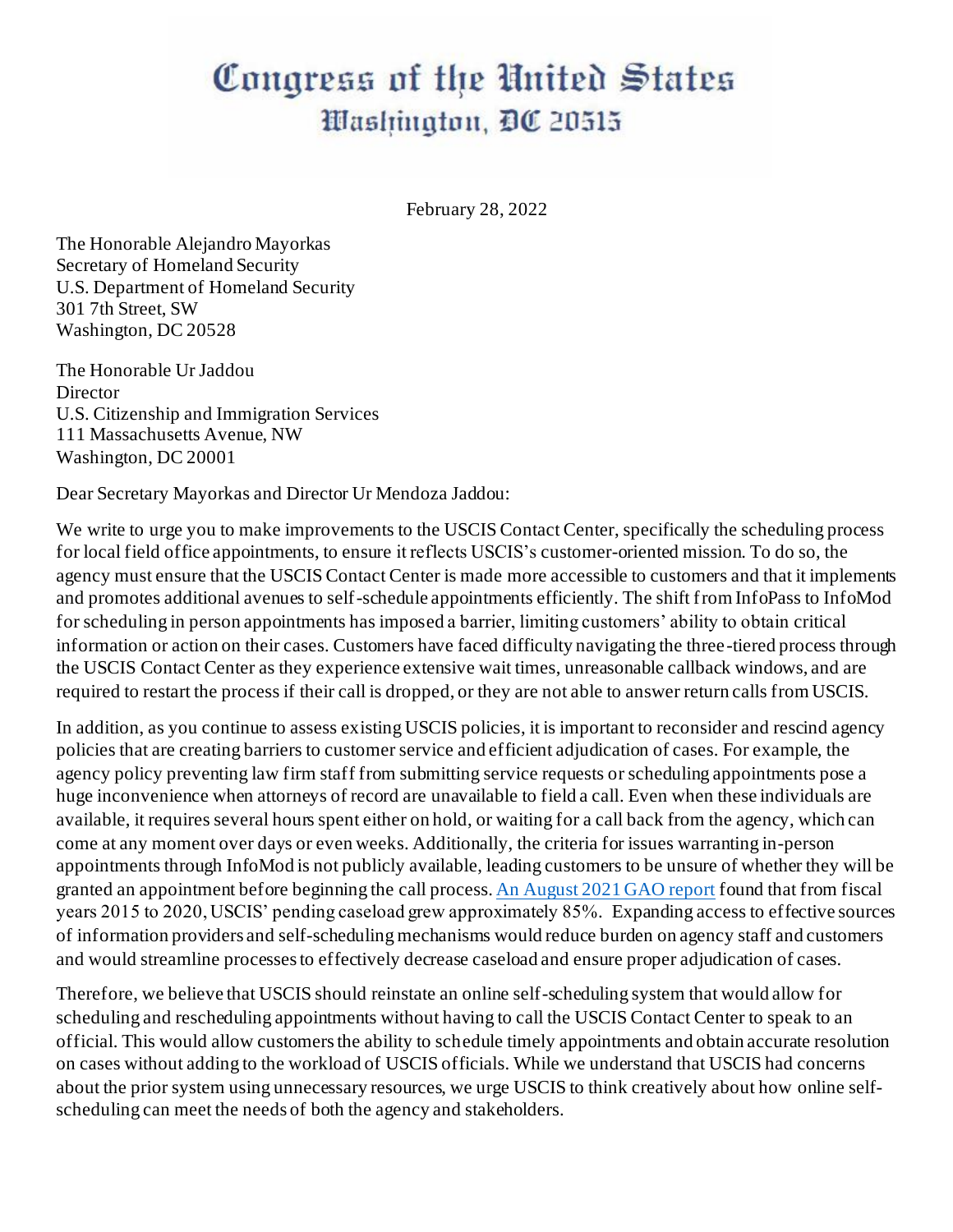# Congress of the United States
## Washington, DC 20515

February 28, 2022

The Honorable Alejandro Mayorkas
Secretary of Homeland Security
U.S. Department of Homeland Security
301 7th Street, SW
Washington, DC 20528

The Honorable Ur Jaddou
Director
U.S. Citizenship and Immigration Services
111 Massachusetts Avenue, NW
Washington, DC 20001

Dear Secretary Mayorkas and Director Ur Mendoza Jaddou:

We write to urge you to make improvements to the USCIS Contact Center, specifically the scheduling process for local field office appointments, to ensure it reflects USCIS's customer-oriented mission. To do so, the agency must ensure that the USCIS Contact Center is made more accessible to customers and that it implements and promotes additional avenues to self-schedule appointments efficiently. The shift from InfoPass to InfoMod for scheduling in person appointments has imposed a barrier, limiting customers' ability to obtain critical information or action on their cases. Customers have faced difficulty navigating the three-tiered process through the USCIS Contact Center as they experience extensive wait times, unreasonable callback windows, and are required to restart the process if their call is dropped, or they are not able to answer return calls from USCIS.

In addition, as you continue to assess existing USCIS policies, it is important to reconsider and rescind agency policies that are creating barriers to customer service and efficient adjudication of cases. For example, the agency policy preventing law firm staff from submitting service requests or scheduling appointments pose a huge inconvenience when attorneys of record are unavailable to field a call. Even when these individuals are available, it requires several hours spent either on hold, or waiting for a call back from the agency, which can come at any moment over days or even weeks. Additionally, the criteria for issues warranting in-person appointments through InfoMod is not publicly available, leading customers to be unsure of whether they will be granted an appointment before beginning the call process. An August 2021 GAO report found that from fiscal years 2015 to 2020, USCIS' pending caseload grew approximately 85%. Expanding access to effective sources of information providers and self-scheduling mechanisms would reduce burden on agency staff and customers and would streamline processes to effectively decrease caseload and ensure proper adjudication of cases.

Therefore, we believe that USCIS should reinstate an online self-scheduling system that would allow for scheduling and rescheduling appointments without having to call the USCIS Contact Center to speak to an official. This would allow customers the ability to schedule timely appointments and obtain accurate resolution on cases without adding to the workload of USCIS officials. While we understand that USCIS had concerns about the prior system using unnecessary resources, we urge USCIS to think creatively about how online self-scheduling can meet the needs of both the agency and stakeholders.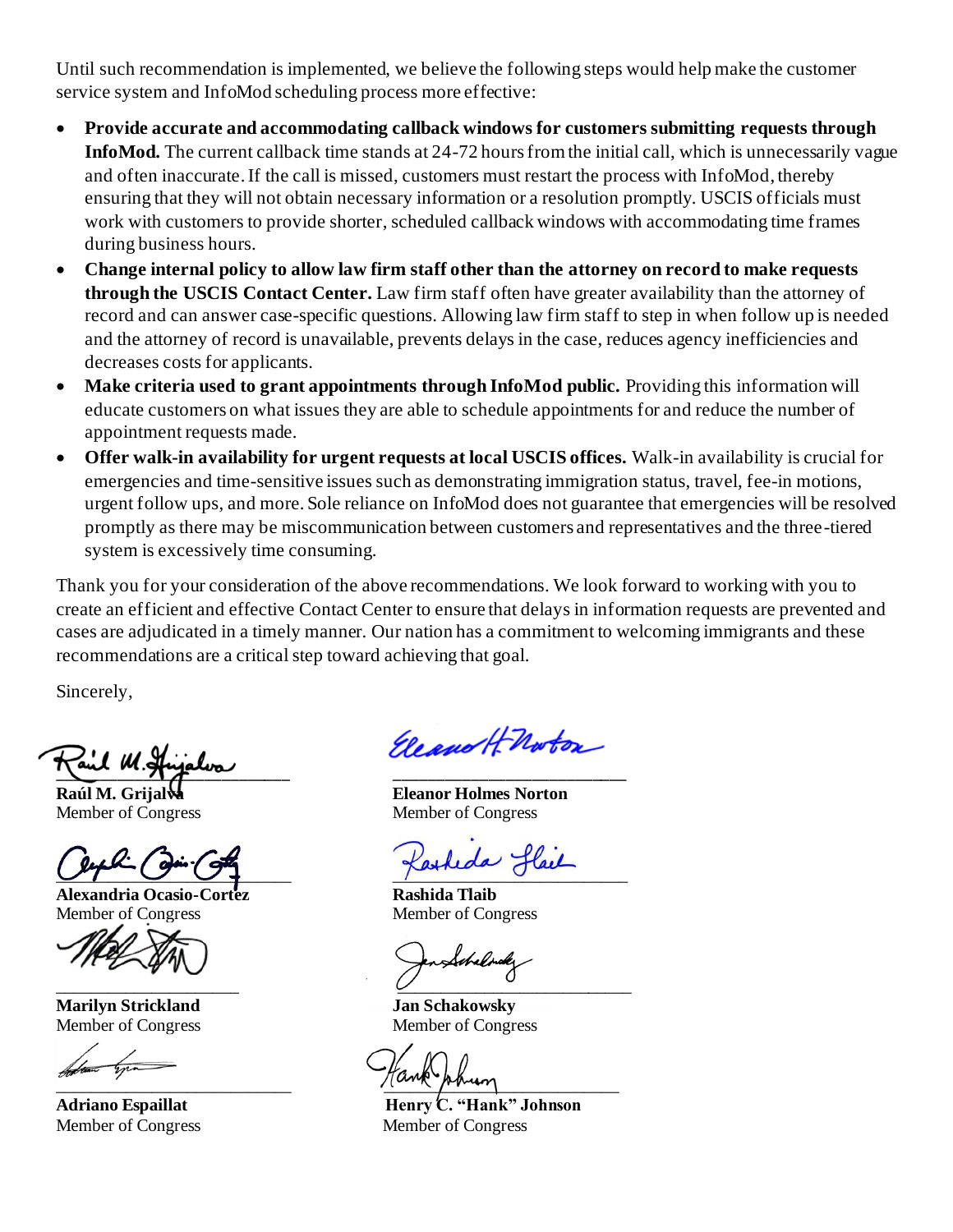Until such recommendation is implemented, we believe the following steps would help make the customer service system and InfoMod scheduling process more effective:

- **Provide accurate and accommodating callback windows for customers submitting requests through InfoMod.** The current callback time stands at 24-72 hours from the initial call, which is unnecessarily vague and often inaccurate. If the call is missed, customers must restart the process with InfoMod, thereby ensuring that they will not obtain necessary information or a resolution promptly. USCIS officials must work with customers to provide shorter, scheduled callback windows with accommodating time frames during business hours.
- **Change internal policy to allow law firm staff other than the attorney on record to make requests through the USCIS Contact Center.** Law firm staff often have greater availability than the attorney of record and can answer case-specific questions. Allowing law firm staff to step in when follow up is needed and the attorney of record is unavailable, prevents delays in the case, reduces agency inefficiencies and decreases costs for applicants.
- **Make criteria used to grant appointments through InfoMod public.** Providing this information will educate customers on what issues they are able to schedule appointments for and reduce the number of appointment requests made.
- **Offer walk-in availability for urgent requests at local USCIS offices.** Walk-in availability is crucial for emergencies and time-sensitive issues such as demonstrating immigration status, travel, fee-in motions, urgent follow ups, and more. Sole reliance on InfoMod does not guarantee that emergencies will be resolved promptly as there may be miscommunication between customers and representatives and the three-tiered system is excessively time consuming.

Thank you for your consideration of the above recommendations. We look forward to working with you to create an efficient and effective Contact Center to ensure that delays in information requests are prevented and cases are adjudicated in a timely manner. Our nation has a commitment to welcoming immigrants and these recommendations are a critical step toward achieving that goal.

Sincerely,

**Raúl M. Grijalva**
Member of Congress

**Eleanor Holmes Norton**
Member of Congress

**Alexandria Ocasio-Cortez**
Member of Congress

**Rashida Tlaib**
Member of Congress

**Marilyn Strickland**
Member of Congress

**Jan Schakowsky**
Member of Congress

**Adriano Espaillat**
Member of Congress

**Henry C. "Hank" Johnson**
Member of Congress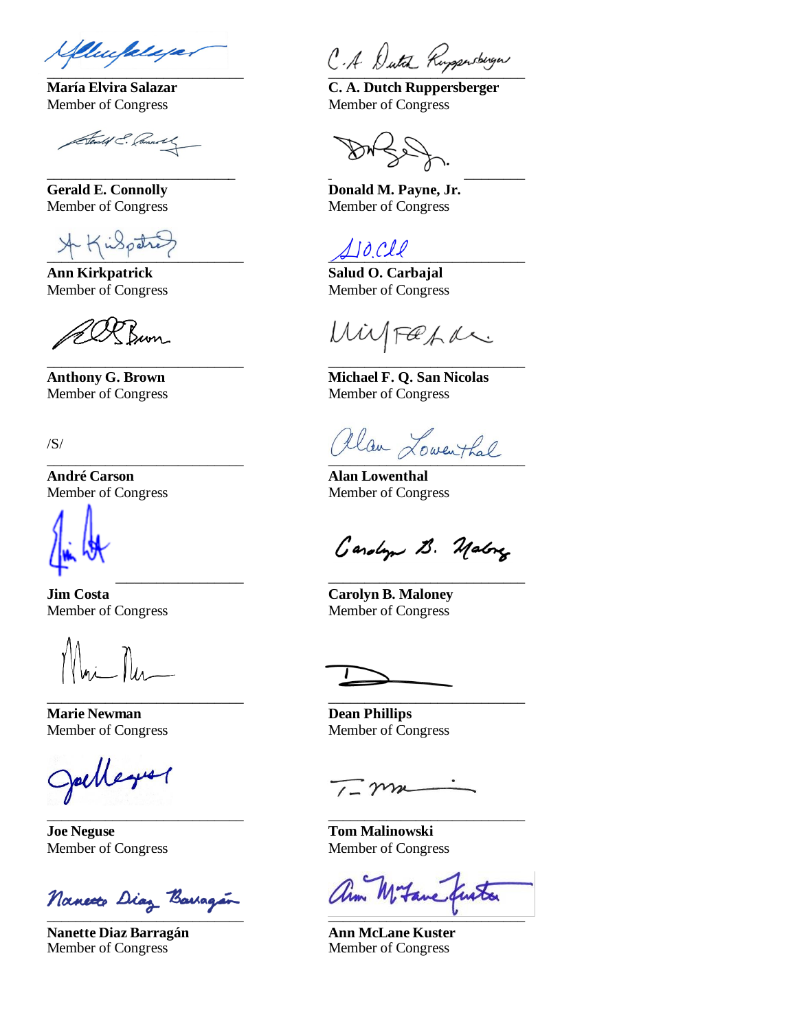**María Elvira Salazar**
Member of Congress

**C. A. Dutch Ruppersberger**
Member of Congress

**Gerald E. Connolly**
Member of Congress

**Donald M. Payne, Jr.**
Member of Congress

**Ann Kirkpatrick**
Member of Congress

**Salud O. Carbajal**
Member of Congress

**Anthony G. Brown**
Member of Congress

**Michael F. Q. San Nicolas**
Member of Congress

/S/

**André Carson**
Member of Congress

**Alan Lowenthal**
Member of Congress

**Jim Costa**
Member of Congress

**Carolyn B. Maloney**
Member of Congress

**Marie Newman**
Member of Congress

**Dean Phillips**
Member of Congress

**Joe Neguse**
Member of Congress

**Tom Malinowski**
Member of Congress

**Nanette Diaz Barragán**
Member of Congress

**Ann McLane Kuster**
Member of Congress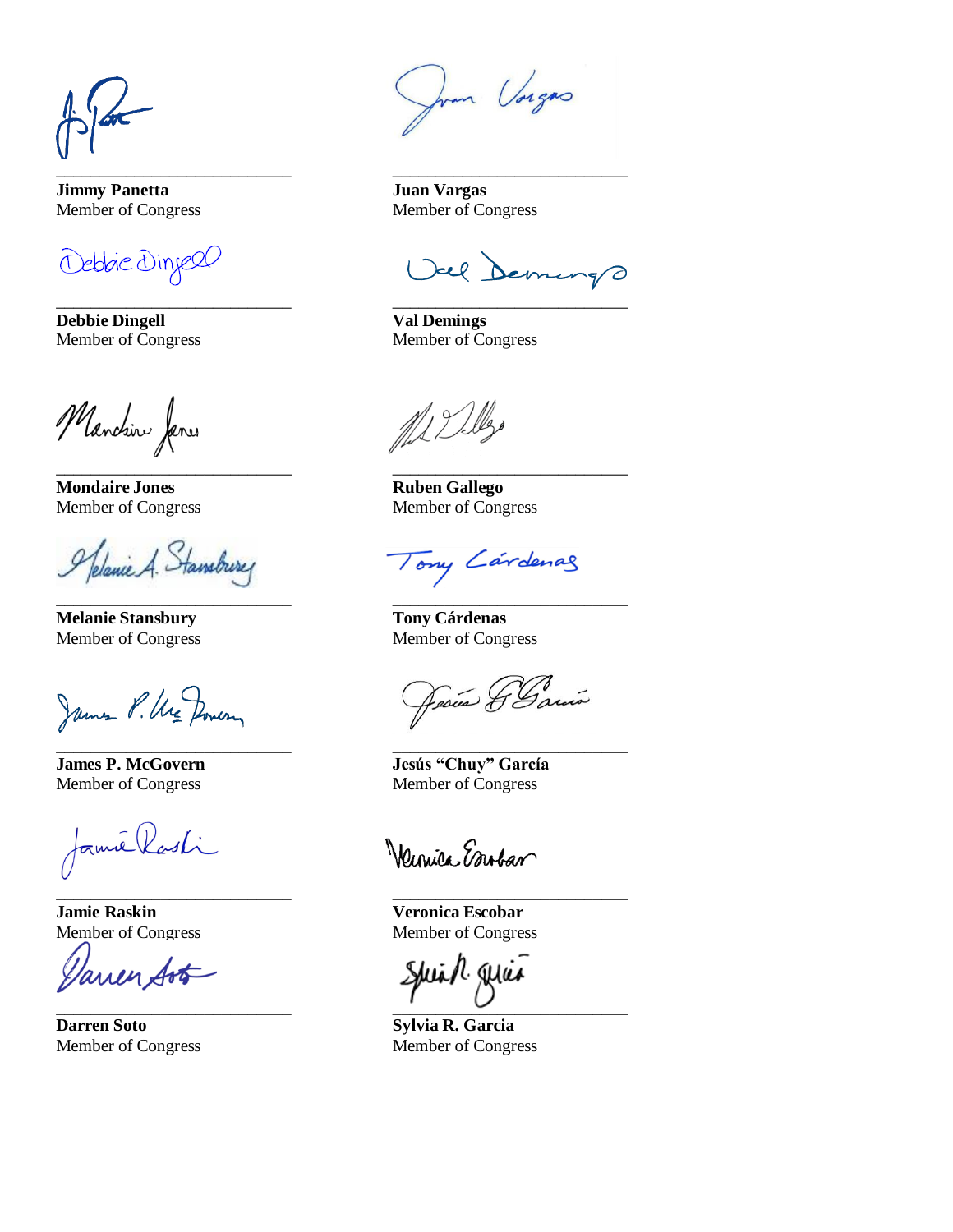**Jimmy Panetta**
Member of Congress

**Juan Vargas**
Member of Congress

**Debbie Dingell**
Member of Congress

**Val Demings**
Member of Congress

**Mondaire Jones**
Member of Congress

**Ruben Gallego**
Member of Congress

**Melanie Stansbury**
Member of Congress

**Tony Cárdenas**
Member of Congress

**James P. McGovern**
Member of Congress

**Jesús "Chuy" García**
Member of Congress

**Jamie Raskin**
Member of Congress

**Veronica Escobar**
Member of Congress

**Darren Soto**
Member of Congress

**Sylvia R. Garcia**
Member of Congress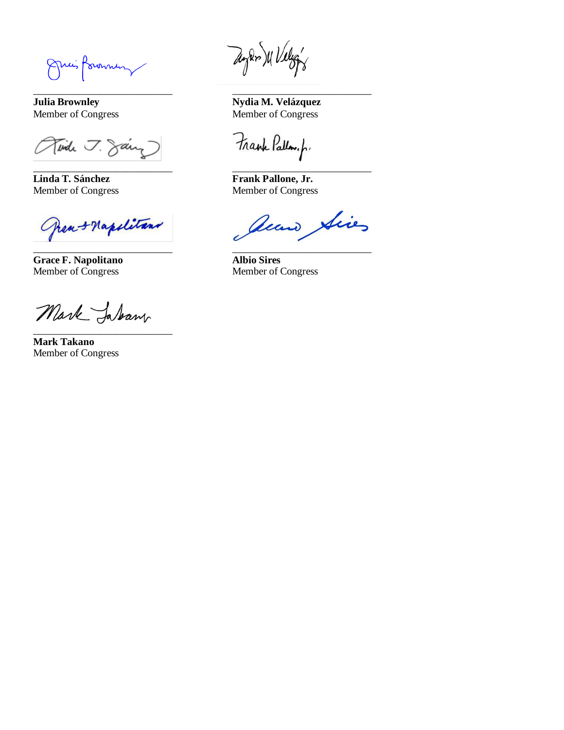\_\_\_\_\_\_\_\_\_\_\_\_\_\_\_\_\_\_\_\_\_\_\_\_\_\_\_\_
**Julia Brownley**
Member of Congress

\_\_\_\_\_\_\_\_\_\_\_\_\_\_\_\_\_\_\_\_\_\_\_\_\_\_\_\_
**Nydia M. Velázquez**
Member of Congress

\_\_\_\_\_\_\_\_\_\_\_\_\_\_\_\_\_\_\_\_\_\_\_\_\_\_\_\_
**Linda T. Sánchez**
Member of Congress

\_\_\_\_\_\_\_\_\_\_\_\_\_\_\_\_\_\_\_\_\_\_\_\_\_\_\_\_
**Frank Pallone, Jr.**
Member of Congress

\_\_\_\_\_\_\_\_\_\_\_\_\_\_\_\_\_\_\_\_\_\_\_\_\_\_\_\_
**Grace F. Napolitano**
Member of Congress

\_\_\_\_\_\_\_\_\_\_\_\_\_\_\_\_\_\_\_\_\_\_\_\_\_\_\_\_
**Albio Sires**
Member of Congress

\_\_\_\_\_\_\_\_\_\_\_\_\_\_\_\_\_\_\_\_\_\_\_\_\_\_\_\_
**Mark Takano**
Member of Congress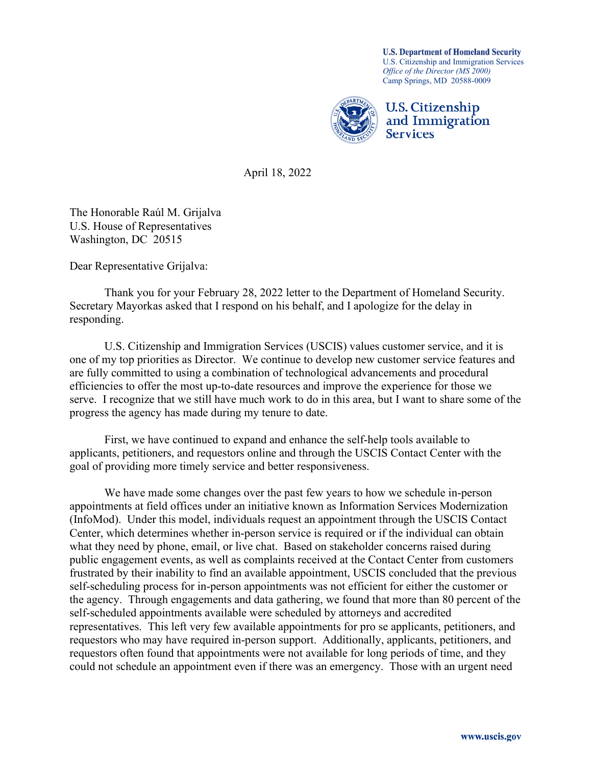U.S. Department of Homeland Security
U.S. Citizenship and Immigration Services
*Office of the Director (MS 2000)*
Camp Springs, MD 20588-0009

U.S. Citizenship and Immigration Services

April 18, 2022

The Honorable Raúl M. Grijalva
U.S. House of Representatives
Washington, DC 20515

Dear Representative Grijalva:

Thank you for your February 28, 2022 letter to the Department of Homeland Security. Secretary Mayorkas asked that I respond on his behalf, and I apologize for the delay in responding.

U.S. Citizenship and Immigration Services (USCIS) values customer service, and it is one of my top priorities as Director. We continue to develop new customer service features and are fully committed to using a combination of technological advancements and procedural efficiencies to offer the most up-to-date resources and improve the experience for those we serve. I recognize that we still have much work to do in this area, but I want to share some of the progress the agency has made during my tenure to date.

First, we have continued to expand and enhance the self-help tools available to applicants, petitioners, and requestors online and through the USCIS Contact Center with the goal of providing more timely service and better responsiveness.

We have made some changes over the past few years to how we schedule in-person appointments at field offices under an initiative known as Information Services Modernization (InfoMod). Under this model, individuals request an appointment through the USCIS Contact Center, which determines whether in-person service is required or if the individual can obtain what they need by phone, email, or live chat. Based on stakeholder concerns raised during public engagement events, as well as complaints received at the Contact Center from customers frustrated by their inability to find an available appointment, USCIS concluded that the previous self-scheduling process for in-person appointments was not efficient for either the customer or the agency. Through engagements and data gathering, we found that more than 80 percent of the self-scheduled appointments available were scheduled by attorneys and accredited representatives. This left very few available appointments for pro se applicants, petitioners, and requestors who may have required in-person support. Additionally, applicants, petitioners, and requestors often found that appointments were not available for long periods of time, and they could not schedule an appointment even if there was an emergency. Those with an urgent need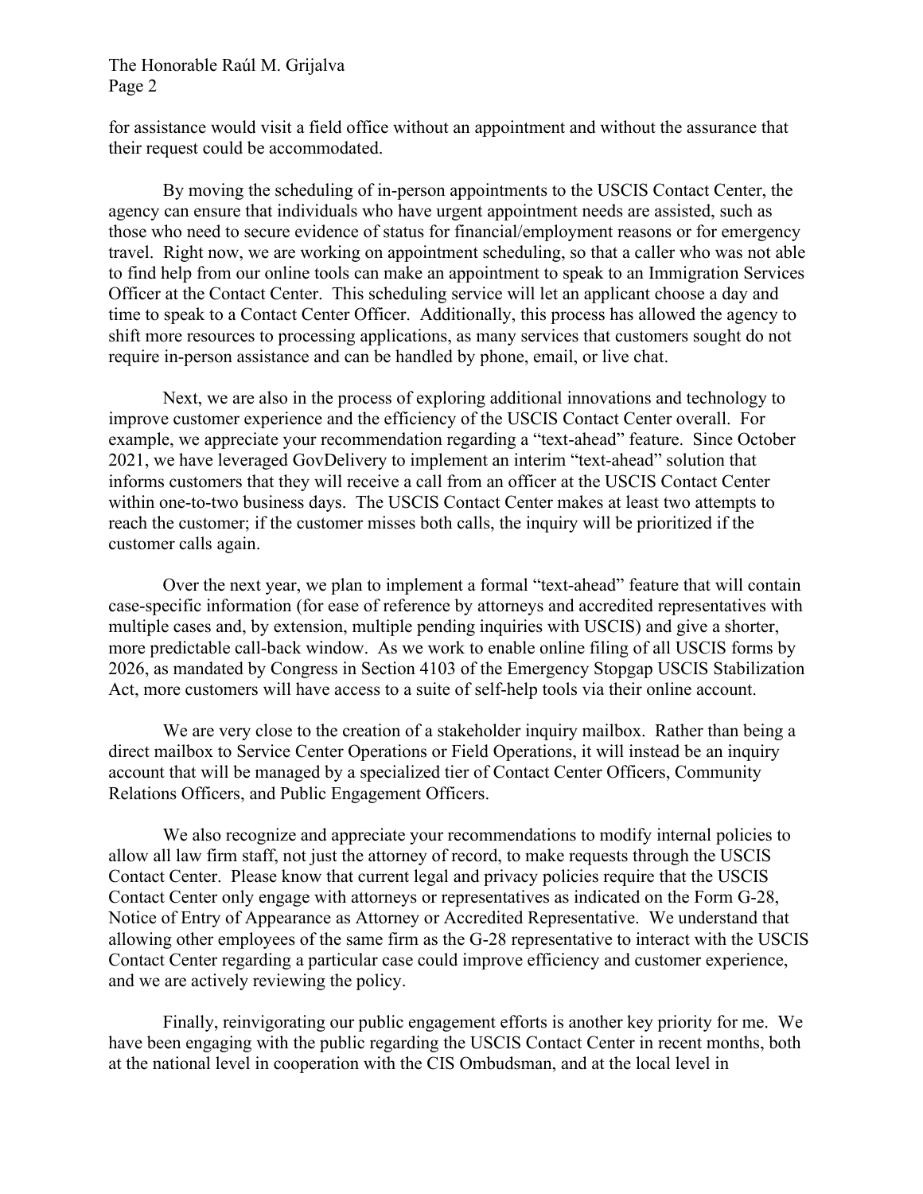for assistance would visit a field office without an appointment and without the assurance that their request could be accommodated.

By moving the scheduling of in-person appointments to the USCIS Contact Center, the agency can ensure that individuals who have urgent appointment needs are assisted, such as those who need to secure evidence of status for financial/employment reasons or for emergency travel. Right now, we are working on appointment scheduling, so that a caller who was not able to find help from our online tools can make an appointment to speak to an Immigration Services Officer at the Contact Center. This scheduling service will let an applicant choose a day and time to speak to a Contact Center Officer. Additionally, this process has allowed the agency to shift more resources to processing applications, as many services that customers sought do not require in-person assistance and can be handled by phone, email, or live chat.

Next, we are also in the process of exploring additional innovations and technology to improve customer experience and the efficiency of the USCIS Contact Center overall. For example, we appreciate your recommendation regarding a "text-ahead" feature. Since October 2021, we have leveraged GovDelivery to implement an interim "text-ahead" solution that informs customers that they will receive a call from an officer at the USCIS Contact Center within one-to-two business days. The USCIS Contact Center makes at least two attempts to reach the customer; if the customer misses both calls, the inquiry will be prioritized if the customer calls again.

Over the next year, we plan to implement a formal "text-ahead" feature that will contain case-specific information (for ease of reference by attorneys and accredited representatives with multiple cases and, by extension, multiple pending inquiries with USCIS) and give a shorter, more predictable call-back window. As we work to enable online filing of all USCIS forms by 2026, as mandated by Congress in Section 4103 of the Emergency Stopgap USCIS Stabilization Act, more customers will have access to a suite of self-help tools via their online account.

We are very close to the creation of a stakeholder inquiry mailbox. Rather than being a direct mailbox to Service Center Operations or Field Operations, it will instead be an inquiry account that will be managed by a specialized tier of Contact Center Officers, Community Relations Officers, and Public Engagement Officers.

We also recognize and appreciate your recommendations to modify internal policies to allow all law firm staff, not just the attorney of record, to make requests through the USCIS Contact Center. Please know that current legal and privacy policies require that the USCIS Contact Center only engage with attorneys or representatives as indicated on the Form G-28, Notice of Entry of Appearance as Attorney or Accredited Representative. We understand that allowing other employees of the same firm as the G-28 representative to interact with the USCIS Contact Center regarding a particular case could improve efficiency and customer experience, and we are actively reviewing the policy.

Finally, reinvigorating our public engagement efforts is another key priority for me. We have been engaging with the public regarding the USCIS Contact Center in recent months, both at the national level in cooperation with the CIS Ombudsman, and at the local level in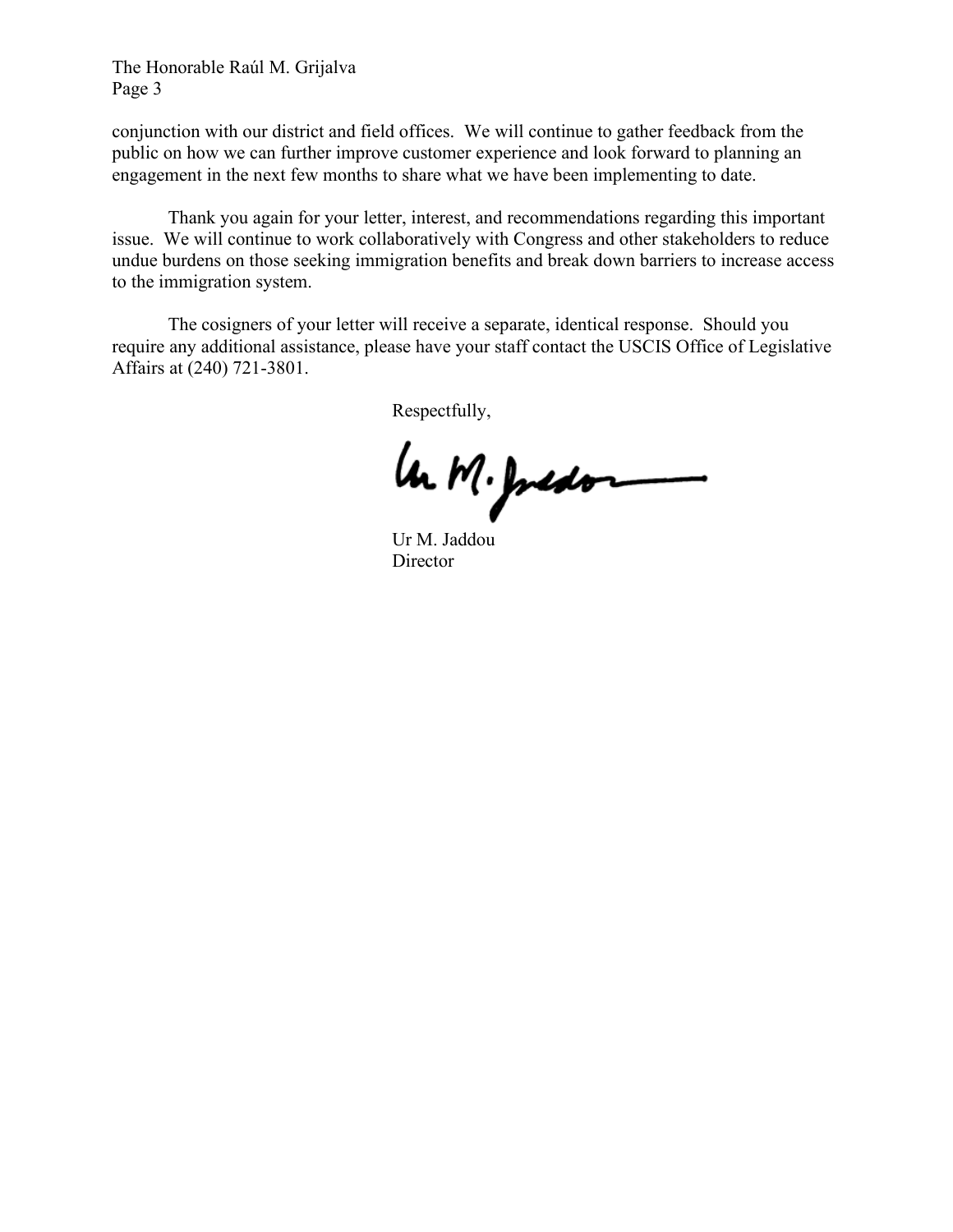conjunction with our district and field offices. We will continue to gather feedback from the public on how we can further improve customer experience and look forward to planning an engagement in the next few months to share what we have been implementing to date.

Thank you again for your letter, interest, and recommendations regarding this important issue. We will continue to work collaboratively with Congress and other stakeholders to reduce undue burdens on those seeking immigration benefits and break down barriers to increase access to the immigration system.

The cosigners of your letter will receive a separate, identical response. Should you require any additional assistance, please have your staff contact the USCIS Office of Legislative Affairs at (240) 721-3801.

Respectfully,

Ur M. Jaddou
Director